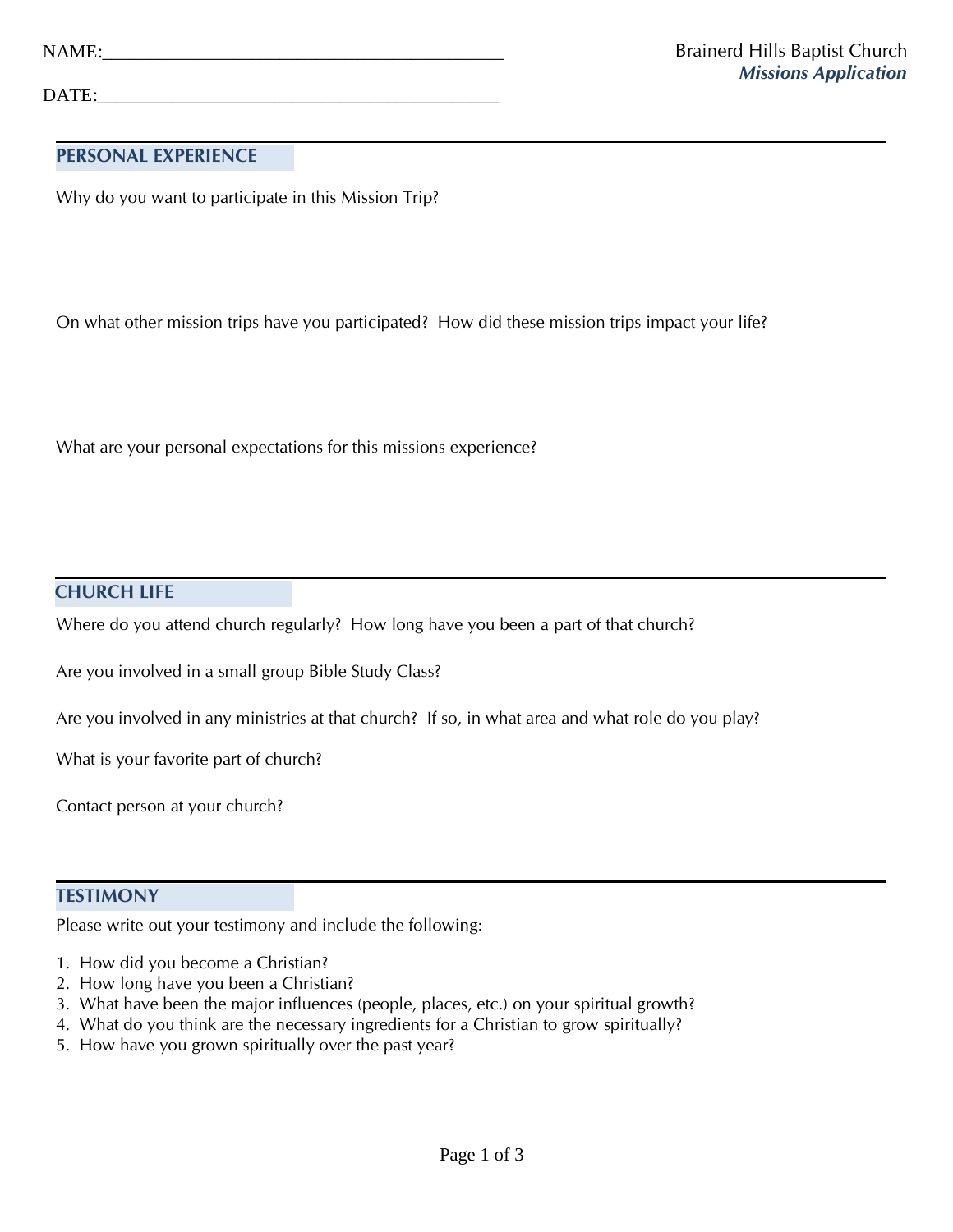NAME:________________________________________

DATE:________________________________________

Brainerd Hills Baptist Church
***Missions Application***

---

## PERSONAL EXPERIENCE

Why do you want to participate in this Mission Trip?

On what other mission trips have you participated? How did these mission trips impact your life?

What are your personal expectations for this missions experience?

---

## CHURCH LIFE

Where do you attend church regularly? How long have you been a part of that church?

Are you involved in a small group Bible Study Class?

Are you involved in any ministries at that church? If so, in what area and what role do you play?

What is your favorite part of church?

Contact person at your church?

---

## TESTIMONY

Please write out your testimony and include the following:

1. How did you become a Christian?
2. How long have you been a Christian?
3. What have been the major influences (people, places, etc.) on your spiritual growth?
4. What do you think are the necessary ingredients for a Christian to grow spiritually?
5. How have you grown spiritually over the past year?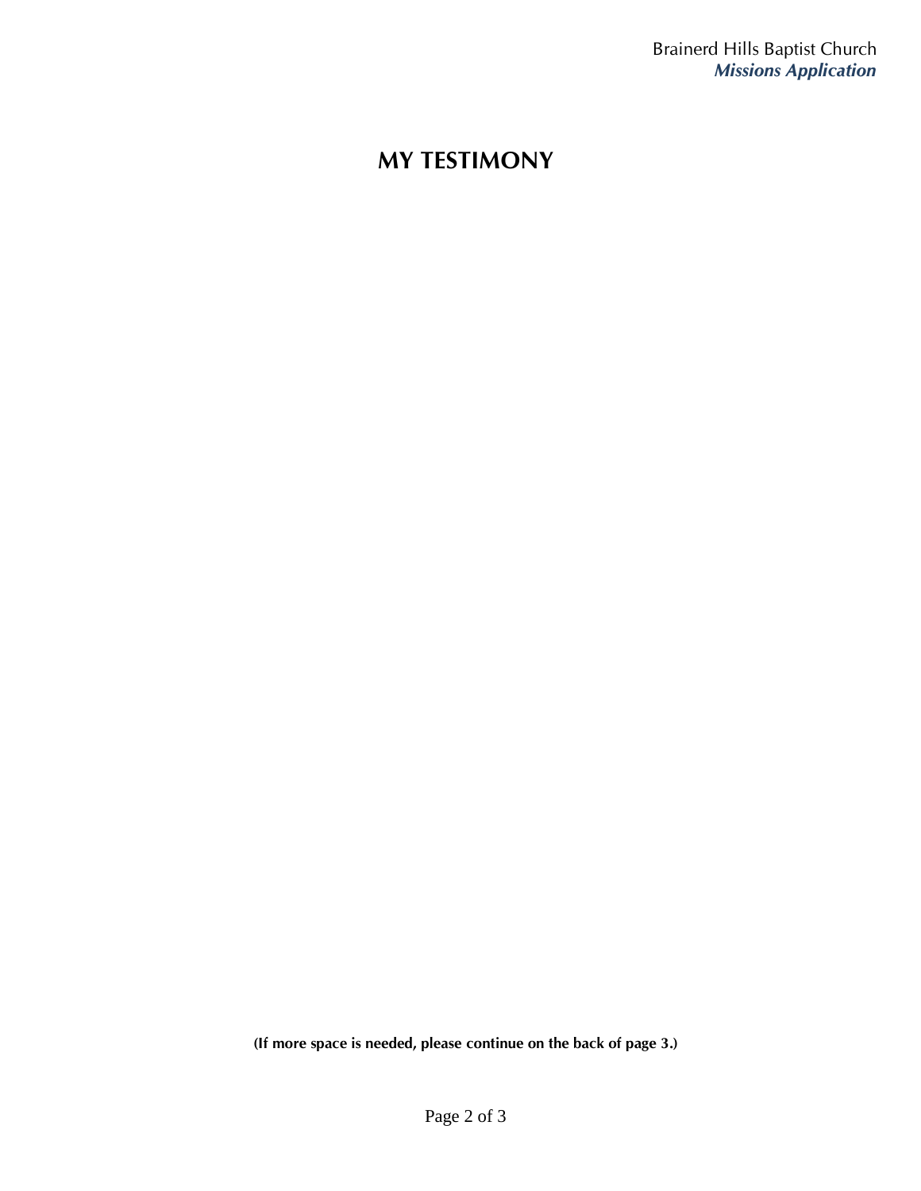# MY TESTIMONY

**(If more space is needed, please continue on the back of page 3.)**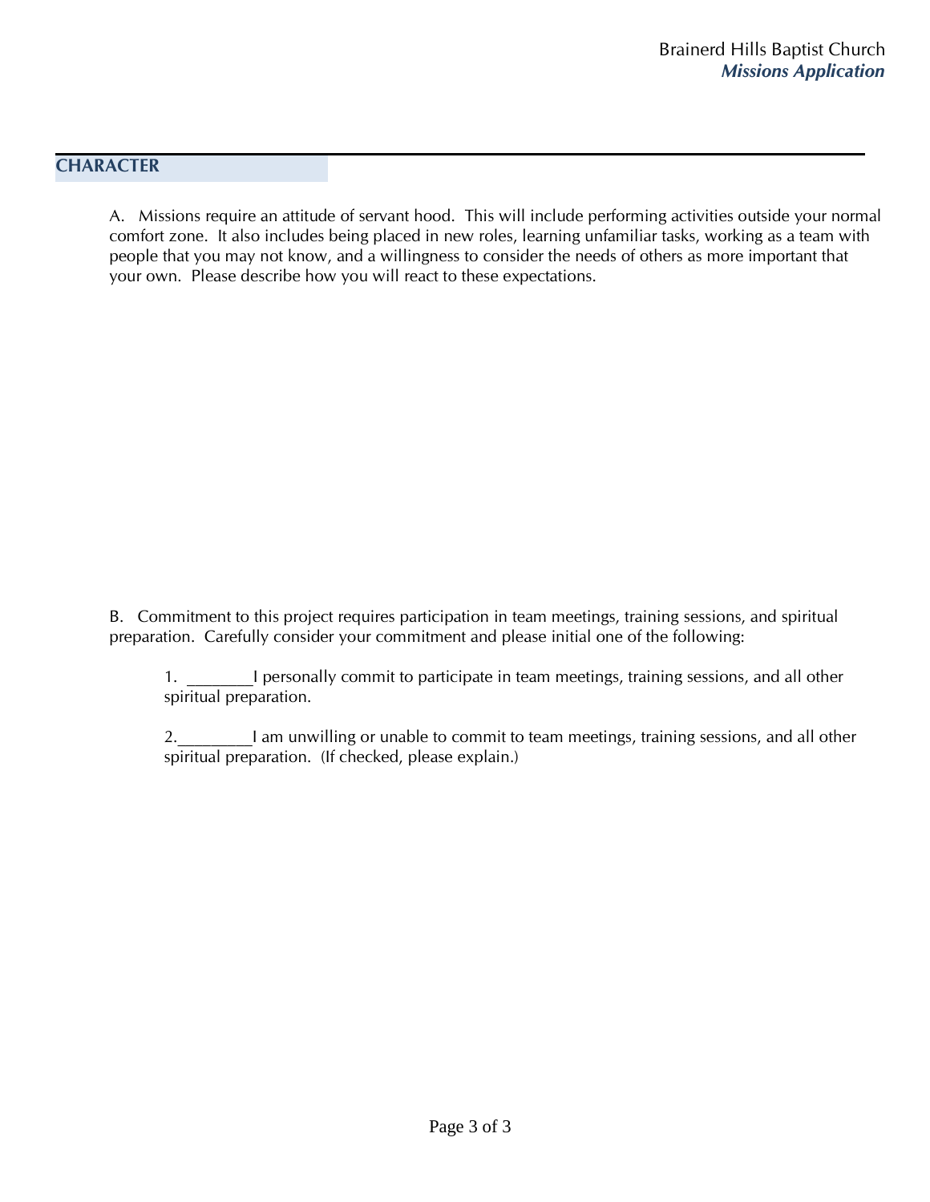## CHARACTER

A. Missions require an attitude of servant hood. This will include performing activities outside your normal comfort zone. It also includes being placed in new roles, learning unfamiliar tasks, working as a team with people that you may not know, and a willingness to consider the needs of others as more important that your own. Please describe how you will react to these expectations.

B. Commitment to this project requires participation in team meetings, training sessions, and spiritual preparation. Carefully consider your commitment and please initial one of the following:

1. ________I personally commit to participate in team meetings, training sessions, and all other spiritual preparation.

2.________I am unwilling or unable to commit to team meetings, training sessions, and all other spiritual preparation. (If checked, please explain.)